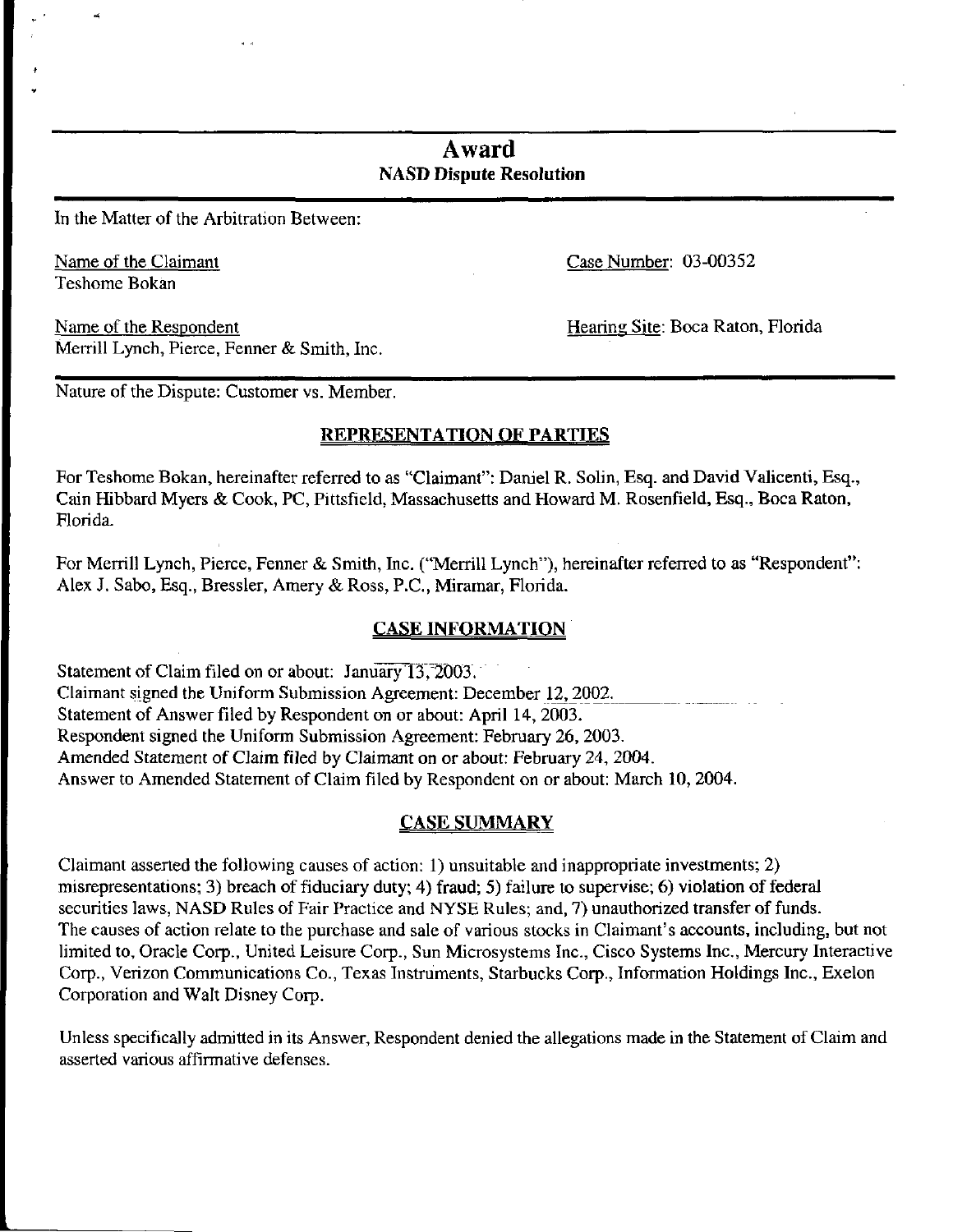# Award

## NASD Dispute Resolution

In the Matter of the Arbitration Between:

Name of the Claimant
Teshome Bokan

Case Number: 03-00352

Name of the Respondent
Merrill Lynch, Pierce, Fenner & Smith, Inc.

Hearing Site: Boca Raton, Florida

Nature of the Dispute: Customer vs. Member.

### REPRESENTATION OF PARTIES

For Teshome Bokan, hereinafter referred to as "Claimant": Daniel R. Solin, Esq. and David Valicenti, Esq., Cain Hibbard Myers & Cook, PC, Pittsfield, Massachusetts and Howard M. Rosenfield, Esq., Boca Raton, Florida.

For Merrill Lynch, Pierce, Fenner & Smith, Inc. ("Merrill Lynch"), hereinafter referred to as "Respondent": Alex J. Sabo, Esq., Bressler, Amery & Ross, P.C., Miramar, Florida.

### CASE INFORMATION

Statement of Claim filed on or about: January 13, 2003.
Claimant signed the Uniform Submission Agreement: December 12, 2002.
Statement of Answer filed by Respondent on or about: April 14, 2003.
Respondent signed the Uniform Submission Agreement: February 26, 2003.
Amended Statement of Claim filed by Claimant on or about: February 24, 2004.
Answer to Amended Statement of Claim filed by Respondent on or about: March 10, 2004.

### CASE SUMMARY

Claimant asserted the following causes of action: 1) unsuitable and inappropriate investments; 2) misrepresentations; 3) breach of fiduciary duty; 4) fraud; 5) failure to supervise; 6) violation of federal securities laws, NASD Rules of Fair Practice and NYSE Rules; and, 7) unauthorized transfer of funds. The causes of action relate to the purchase and sale of various stocks in Claimant's accounts, including, but not limited to, Oracle Corp., United Leisure Corp., Sun Microsystems Inc., Cisco Systems Inc., Mercury Interactive Corp., Verizon Communications Co., Texas Instruments, Starbucks Corp., Information Holdings Inc., Exelon Corporation and Walt Disney Corp.

Unless specifically admitted in its Answer, Respondent denied the allegations made in the Statement of Claim and asserted various affirmative defenses.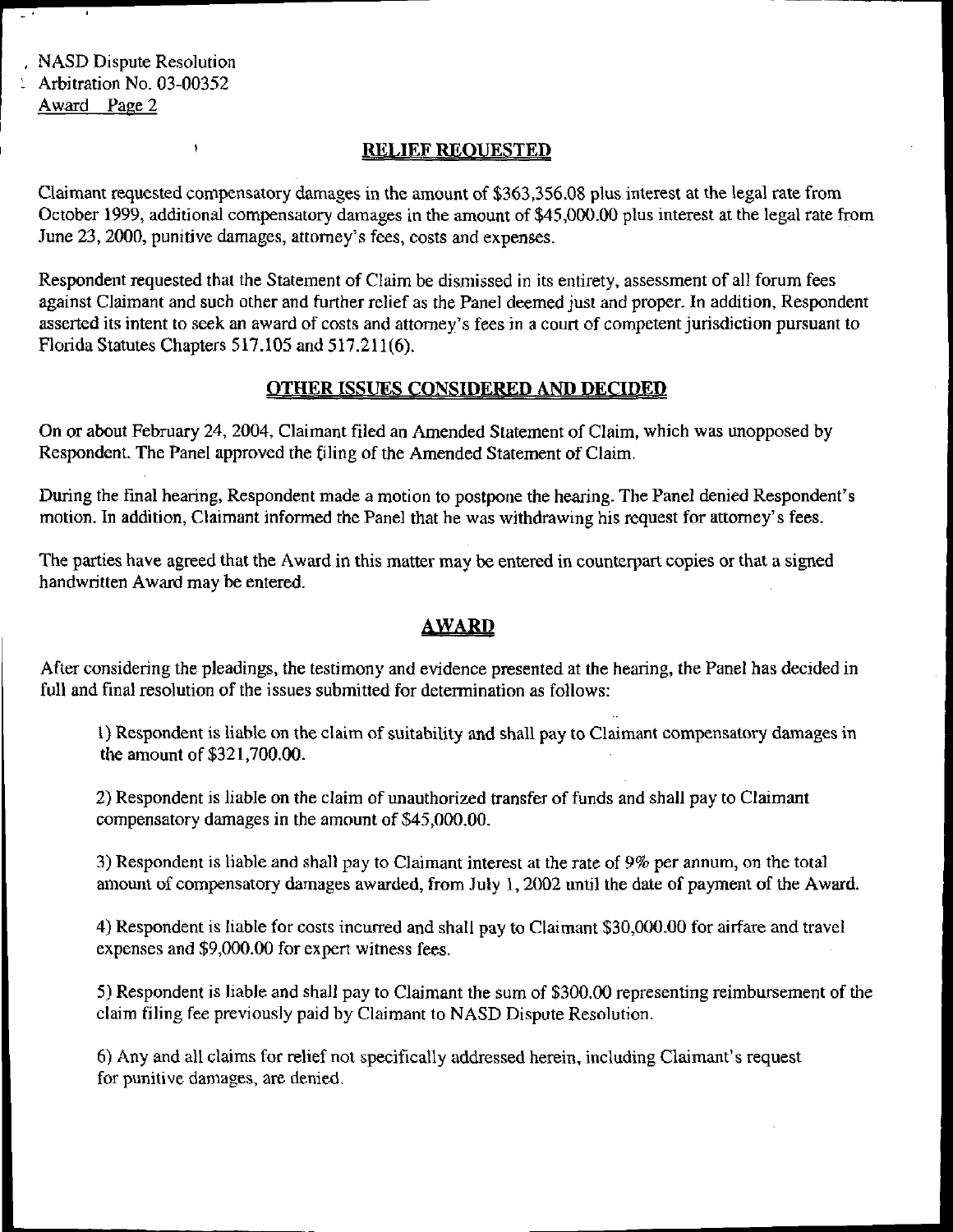## RELIEF REQUESTED

Claimant requested compensatory damages in the amount of $363,356.08 plus interest at the legal rate from October 1999, additional compensatory damages in the amount of $45,000.00 plus interest at the legal rate from June 23, 2000, punitive damages, attorney's fees, costs and expenses.

Respondent requested that the Statement of Claim be dismissed in its entirety, assessment of all forum fees against Claimant and such other and further relief as the Panel deemed just and proper. In addition, Respondent asserted its intent to seek an award of costs and attorney's fees in a court of competent jurisdiction pursuant to Florida Statutes Chapters 517.105 and 517.211(6).

## OTHER ISSUES CONSIDERED AND DECIDED

On or about February 24, 2004, Claimant filed an Amended Statement of Claim, which was unopposed by Respondent. The Panel approved the filing of the Amended Statement of Claim.

During the final hearing, Respondent made a motion to postpone the hearing. The Panel denied Respondent's motion. In addition, Claimant informed the Panel that he was withdrawing his request for attorney's fees.

The parties have agreed that the Award in this matter may be entered in counterpart copies or that a signed handwritten Award may be entered.

## AWARD

After considering the pleadings, the testimony and evidence presented at the hearing, the Panel has decided in full and final resolution of the issues submitted for determination as follows:

1) Respondent is liable on the claim of suitability and shall pay to Claimant compensatory damages in the amount of $321,700.00.

2) Respondent is liable on the claim of unauthorized transfer of funds and shall pay to Claimant compensatory damages in the amount of $45,000.00.

3) Respondent is liable and shall pay to Claimant interest at the rate of 9% per annum, on the total amount of compensatory damages awarded, from July 1, 2002 until the date of payment of the Award.

4) Respondent is liable for costs incurred and shall pay to Claimant $30,000.00 for airfare and travel expenses and $9,000.00 for expert witness fees.

5) Respondent is liable and shall pay to Claimant the sum of $300.00 representing reimbursement of the claim filing fee previously paid by Claimant to NASD Dispute Resolution.

6) Any and all claims for relief not specifically addressed herein, including Claimant's request for punitive damages, are denied.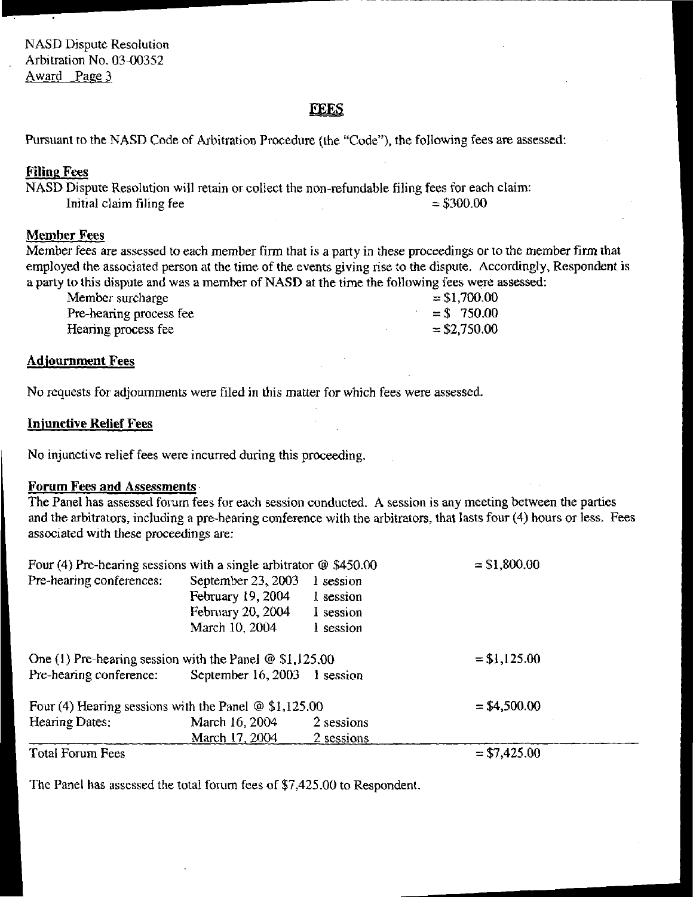NASD Dispute Resolution
Arbitration No. 03-00352
Award Page 3

## FEES

Pursuant to the NASD Code of Arbitration Procedure (the "Code"), the following fees are assessed:

### Filing Fees

NASD Dispute Resolution will retain or collect the non-refundable filing fees for each claim:

| | |
|---|---|
| Initial claim filing fee | = $300.00 |

### Member Fees

Member fees are assessed to each member firm that is a party in these proceedings or to the member firm that employed the associated person at the time of the events giving rise to the dispute. Accordingly, Respondent is a party to this dispute and was a member of NASD at the time the following fees were assessed:

| | |
|---|---|
| Member surcharge | = $1,700.00 |
| Pre-hearing process fee | = $ 750.00 |
| Hearing process fee | = $2,750.00 |

### Adjournment Fees

No requests for adjournments were filed in this matter for which fees were assessed.

### Injunctive Relief Fees

No injunctive relief fees were incurred during this proceeding.

### Forum Fees and Assessments

The Panel has assessed forum fees for each session conducted. A session is any meeting between the parties and the arbitrators, including a pre-hearing conference with the arbitrators, that lasts four (4) hours or less. Fees associated with these proceedings are:

| | | | |
|---|---|---|---|
| Four (4) Pre-hearing sessions with a single arbitrator @ $450.00 | | | = $1,800.00 |
| Pre-hearing conferences: | September 23, 2003 | 1 session | |
| | February 19, 2004 | 1 session | |
| | February 20, 2004 | 1 session | |
| | March 10, 2004 | 1 session | |
| One (1) Pre-hearing session with the Panel @ $1,125.00 | | | = $1,125.00 |
| Pre-hearing conference: | September 16, 2003 | 1 session | |
| Four (4) Hearing sessions with the Panel @ $1,125.00 | | | = $4,500.00 |
| Hearing Dates: | March 16, 2004 | 2 sessions | |
| | March 17, 2004 | 2 sessions | |
| Total Forum Fees | | | = $7,425.00 |

The Panel has assessed the total forum fees of $7,425.00 to Respondent.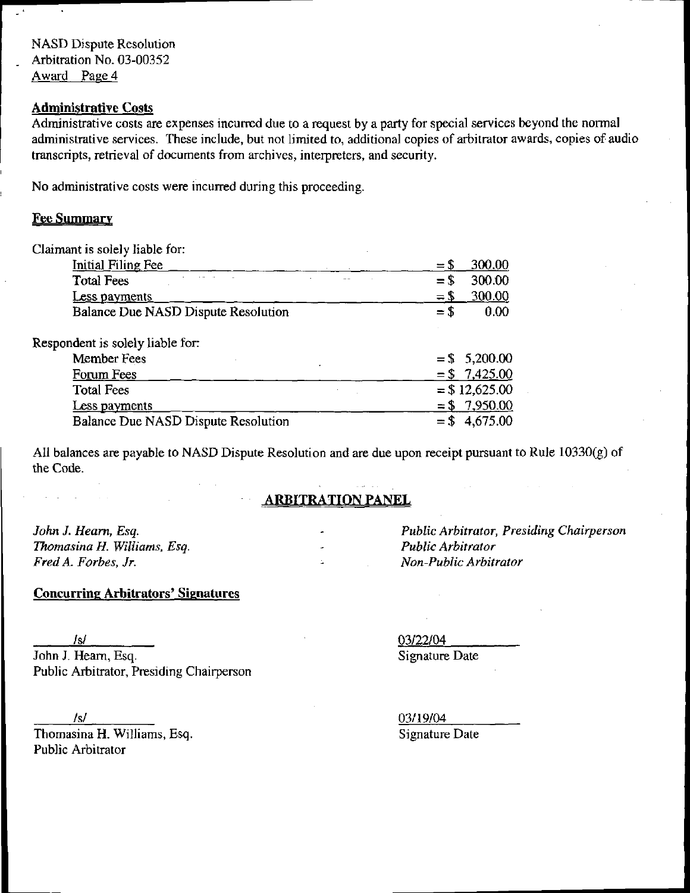## Administrative Costs

Administrative costs are expenses incurred due to a request by a party for special services beyond the normal administrative services. These include, but not limited to, additional copies of arbitrator awards, copies of audio transcripts, retrieval of documents from archives, interpreters, and security.

No administrative costs were incurred during this proceeding.

## Fee Summary

Claimant is solely liable for:

| | |
|---|---|
| Initial Filing Fee | = $ 300.00 |
| Total Fees | = $ 300.00 |
| Less payments | = $ 300.00 |
| Balance Due NASD Dispute Resolution | = $ 0.00 |

Respondent is solely liable for:

| | |
|---|---|
| Member Fees | = $ 5,200.00 |
| Forum Fees | = $ 7,425.00 |
| Total Fees | = $ 12,625.00 |
| Less payments | = $ 7,950.00 |
| Balance Due NASD Dispute Resolution | = $ 4,675.00 |

All balances are payable to NASD Dispute Resolution and are due upon receipt pursuant to Rule 10330(g) of the Code.

## ARBITRATION PANEL

| | | |
|---|---|---|
| *John J. Hearn, Esq.* | - | *Public Arbitrator, Presiding Chairperson* |
| *Thomasina H. Williams, Esq.* | - | *Public Arbitrator* |
| *Fred A. Forbes, Jr.* | - | *Non-Public Arbitrator* |

## Concurring Arbitrators' Signatures

/s/
John J. Hearn, Esq.
Public Arbitrator, Presiding Chairperson

03/22/04
Signature Date

/s/
Thomasina H. Williams, Esq.
Public Arbitrator

03/19/04
Signature Date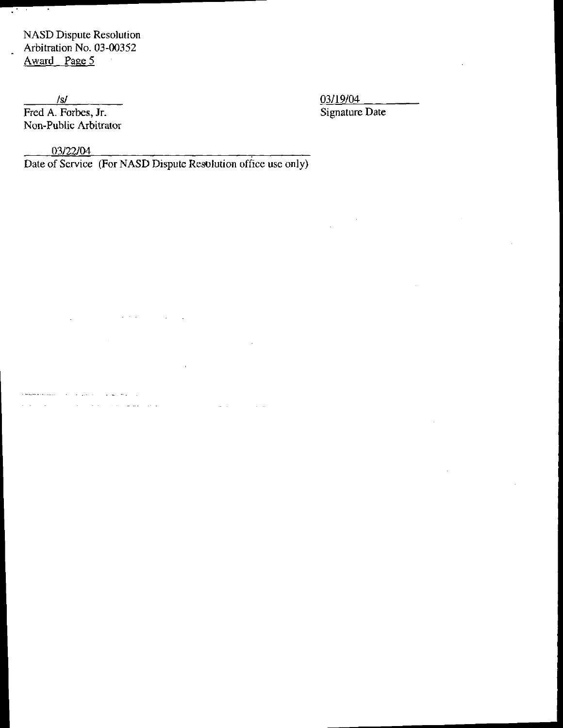NASD Dispute Resolution
Arbitration No. 03-00352
Award Page 5

/s/
Fred A. Forbes, Jr.
Non-Public Arbitrator

03/19/04
Signature Date

03/22/04
Date of Service (For NASD Dispute Resolution office use only)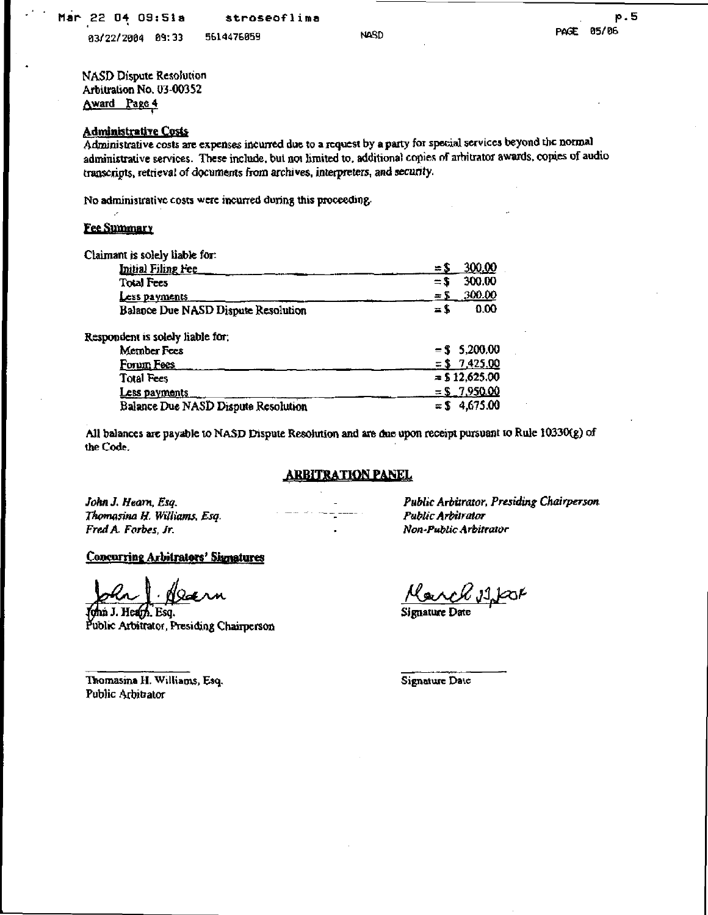NASD Dispute Resolution
Arbitration No. 03-00352
Award Page 4

**Administrative Costs**

Administrative costs are expenses incurred due to a request by a party for special services beyond the normal administrative services. These include, but not limited to, additional copies of arbitrator awards, copies of audio transcripts, retrieval of documents from archives, interpreters, and security.

No administrative costs were incurred during this proceeding.

**Fee Summary**

Claimant is solely liable for:

| | |
|---|---|
| Initial Filing Fee | = $ 300.00 |
| Total Fees | = $ 300.00 |
| Less payments | = $ 300.00 |
| Balance Due NASD Dispute Resolution | = $ 0.00 |

Respondent is solely liable for:

| | |
|---|---|
| Member Fees | = $ 5,200.00 |
| Forum Fees | = $ 7,425.00 |
| Total Fees | = $ 12,625.00 |
| Less payments | = $ 7,950.00 |
| Balance Due NASD Dispute Resolution | = $ 4,675.00 |

All balances are payable to NASD Dispute Resolution and are due upon receipt pursuant to Rule 10330(g) of the Code.

**ARBITRATION PANEL**

| | |
|---|---|
| *John J. Hearn, Esq.* | *Public Arbitrator, Presiding Chairperson* |
| *Thomasina H. Williams, Esq.* | *Public Arbitrator* |
| *Fred A. Forbes, Jr.* | *Non-Public Arbitrator* |

**Concurring Arbitrators' Signatures**

John J. Hearn, Esq. — March 22, 2004
Public Arbitrator, Presiding Chairperson — Signature Date

Thomasina H. Williams, Esq. — Signature Date
Public Arbitrator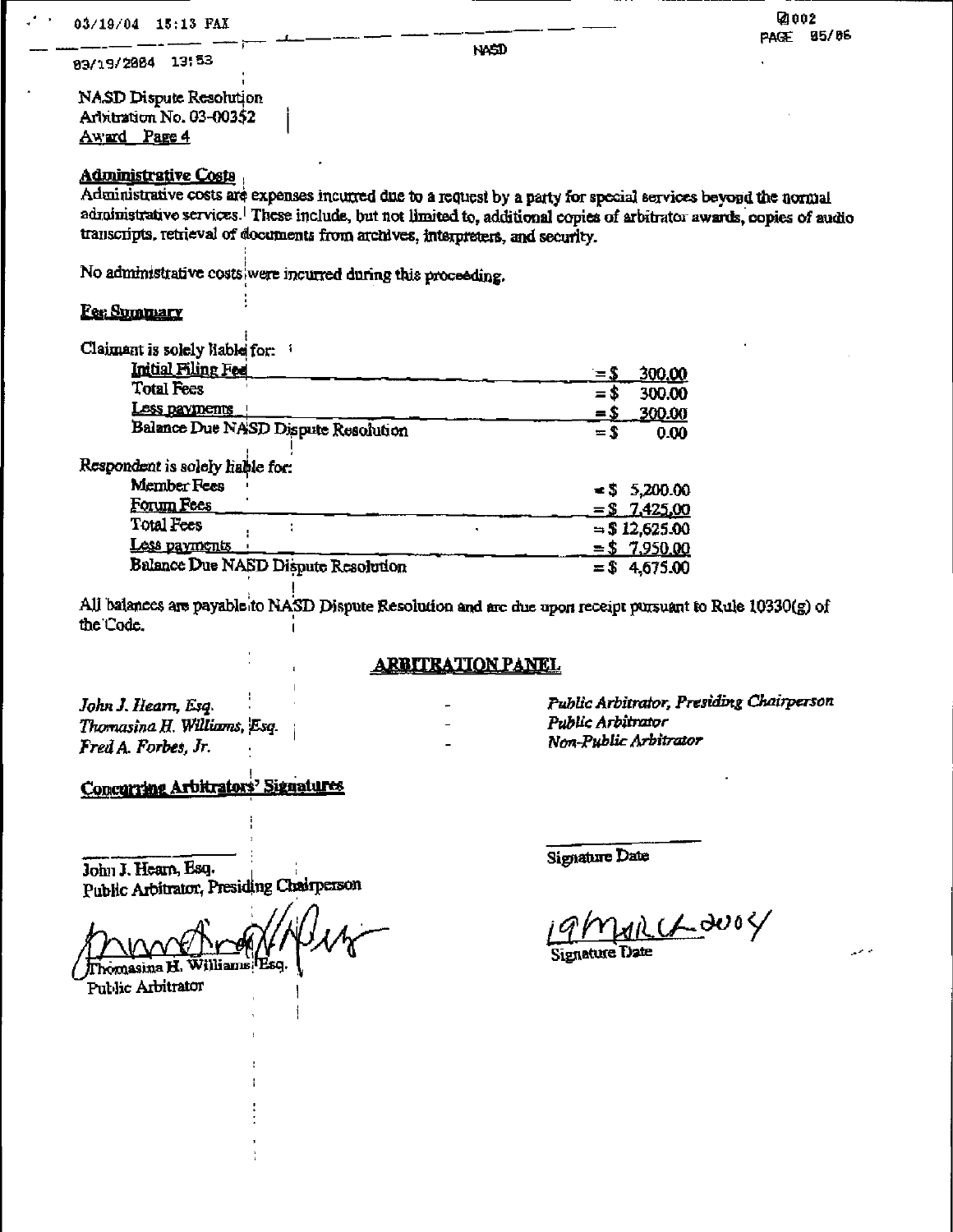NASD Dispute Resolution
Arbitration No. 03-00352
Award Page 4

**Administrative Costs**

Administrative costs are expenses incurred due to a request by a party for special services beyond the normal administrative services. These include, but not limited to, additional copies of arbitrator awards, copies of audio transcripts, retrieval of documents from archives, interpreters, and security.

No administrative costs were incurred during this proceeding.

**Fee Summary**

Claimant is solely liable for:

| | |
|---|---|
| Initial Filing Fee | = $ 300.00 |
| Total Fees | = $ 300.00 |
| Less payments | = $ 300.00 |
| Balance Due NASD Dispute Resolution | = $ 0.00 |

Respondent is solely liable for:

| | |
|---|---|
| Member Fees | = $ 5,200.00 |
| Forum Fees | = $ 7,425.00 |
| Total Fees | = $ 12,625.00 |
| Less payments | = $ 7,950.00 |
| Balance Due NASD Dispute Resolution | = $ 4,675.00 |

All balances are payable to NASD Dispute Resolution and are due upon receipt pursuant to Rule 10330(g) of the Code.

**ARBITRATION PANEL**

| | | |
|---|---|---|
| *John J. Hearn, Esq.* | - | *Public Arbitrator, Presiding Chairperson* |
| *Thomasina H. Williams, Esq.* | - | *Public Arbitrator* |
| *Fred A. Forbes, Jr.* | - | *Non-Public Arbitrator* |

**Concurring Arbitrators' Signatures**

\_\_\_\_\_\_\_\_\_\_\_\_\_\_\_\_\_\_
John J. Hearn, Esq.
Public Arbitrator, Presiding Chairperson

\_\_\_\_\_\_\_\_\_\_\_\_\_\_\_\_\_\_
Signature Date

Thomasina H. Williams, Esq.
Public Arbitrator

19 MARCH 2004
Signature Date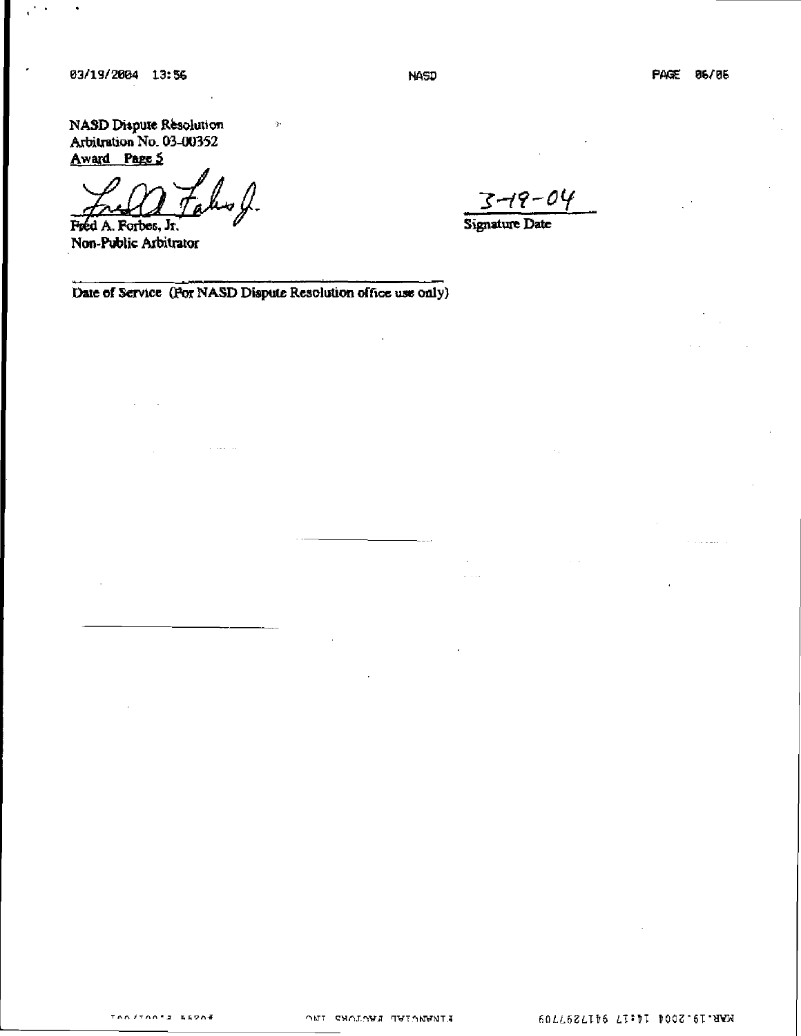NASD Dispute Resolution
Arbitration No. 03-00352
Award Page 5

Fred A. Forbes, Jr.
Non-Public Arbitrator

3-19-04
Signature Date

Date of Service (For NASD Dispute Resolution office use only)